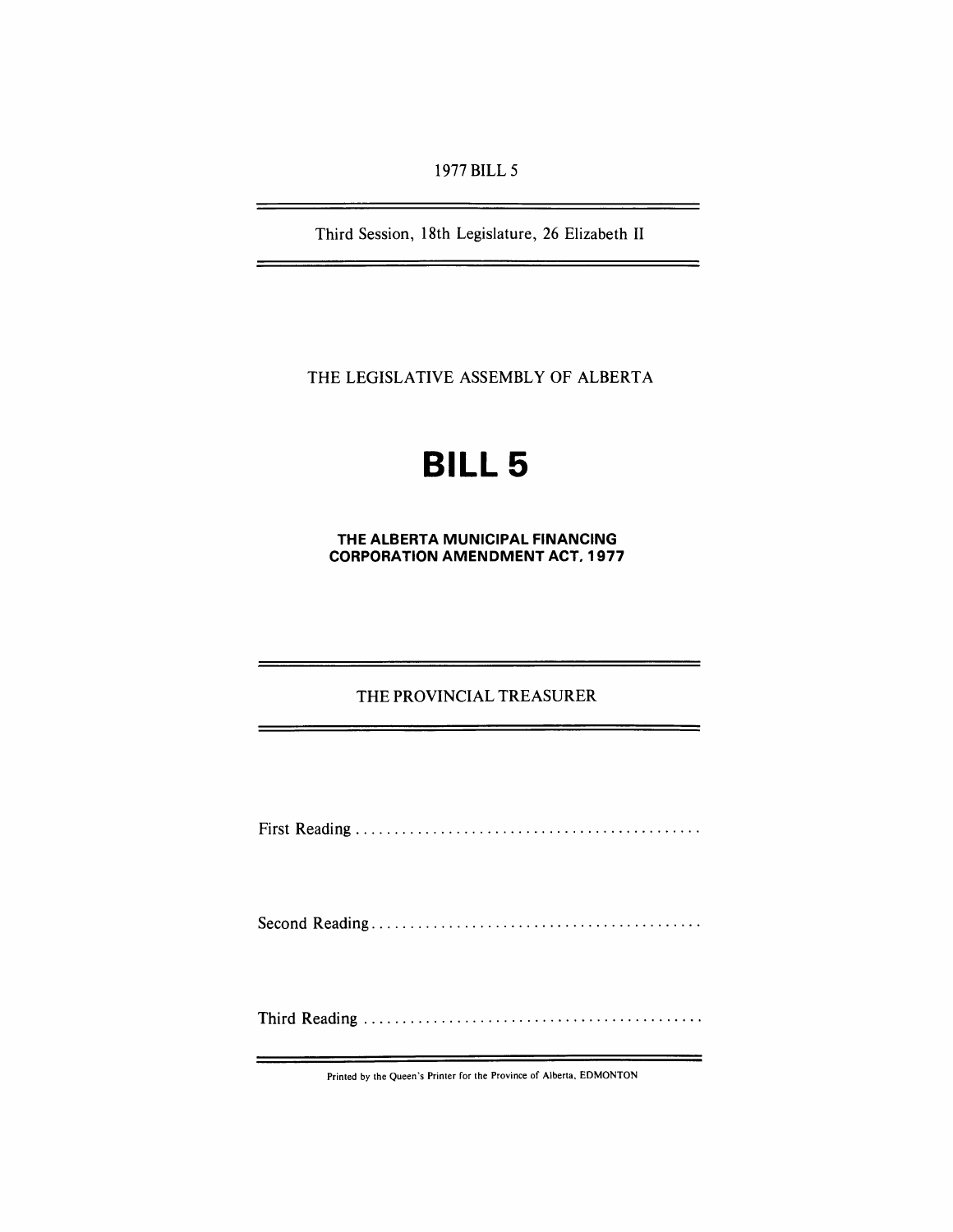1977 BILL 5

Third Session, 18th Legislature, 26 Elizabeth II

THE LEGISLATIVE ASSEMBLY OF ALBERTA

# BILL 5

## THE ALBERTA MUNICIPAL FINANCING CORPORATION AMENDMENT ACT, 1977

THE PROVINCIAL TREASURER

First Reading .............................................

Second Reading ...........................................

Third Reading ............................................

Printed by the Queen's Printer for the Province of Alberta, EDMONTON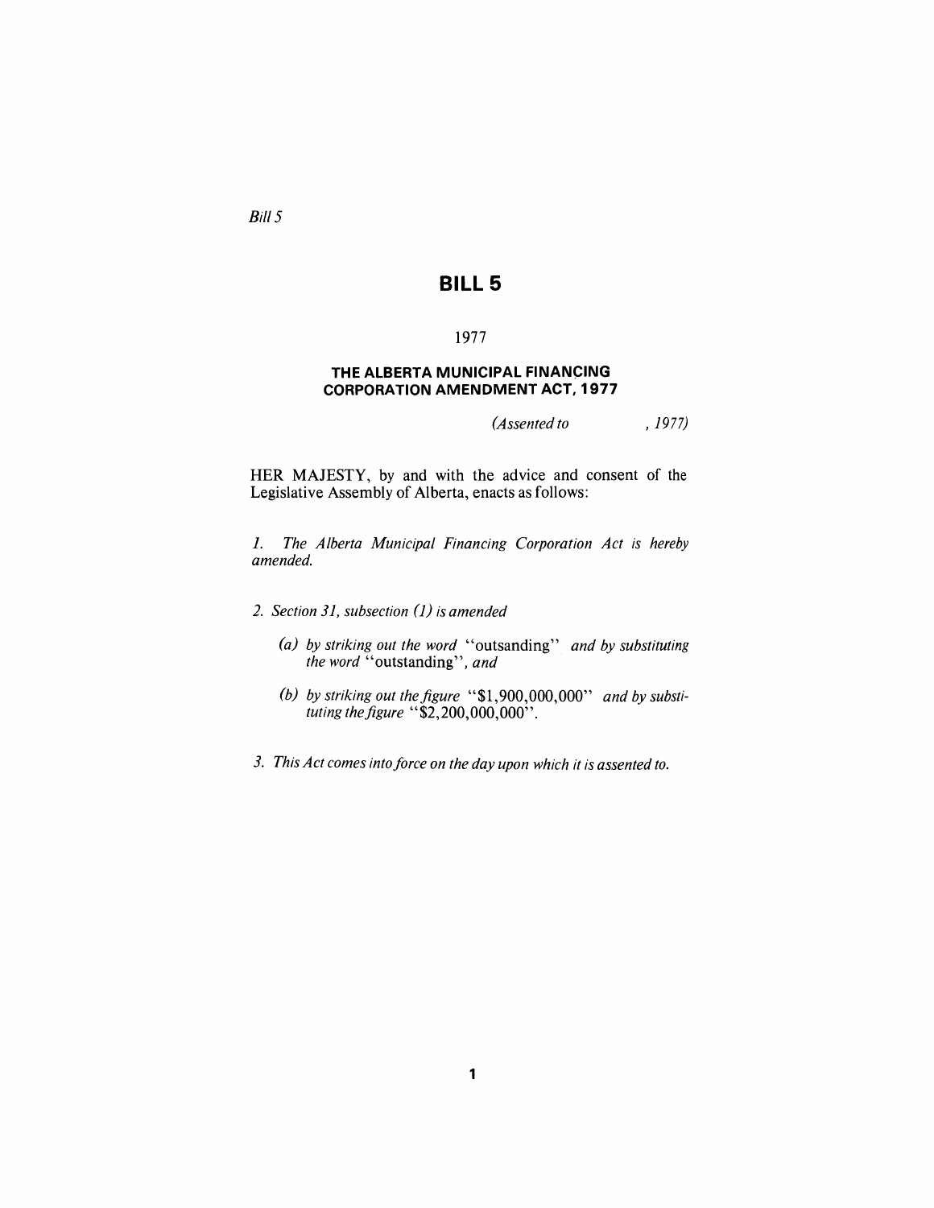*Bill 5*

# BILL 5

1977

## THE ALBERTA MUNICIPAL FINANCING CORPORATION AMENDMENT ACT, 1977

*(Assented to , 1977)*

HER MAJESTY, by and with the advice and consent of the Legislative Assembly of Alberta, enacts as follows:

*1. The Alberta Municipal Financing Corporation Act is hereby amended.*

*2. Section 31, subsection (1) is amended*

*(a) by striking out the word* "outsanding" *and by substituting the word* "outstanding", *and*

*(b) by striking out the figure* "$1,900,000,000" *and by substituting the figure* "$2,200,000,000".

*3. This Act comes into force on the day upon which it is assented to.*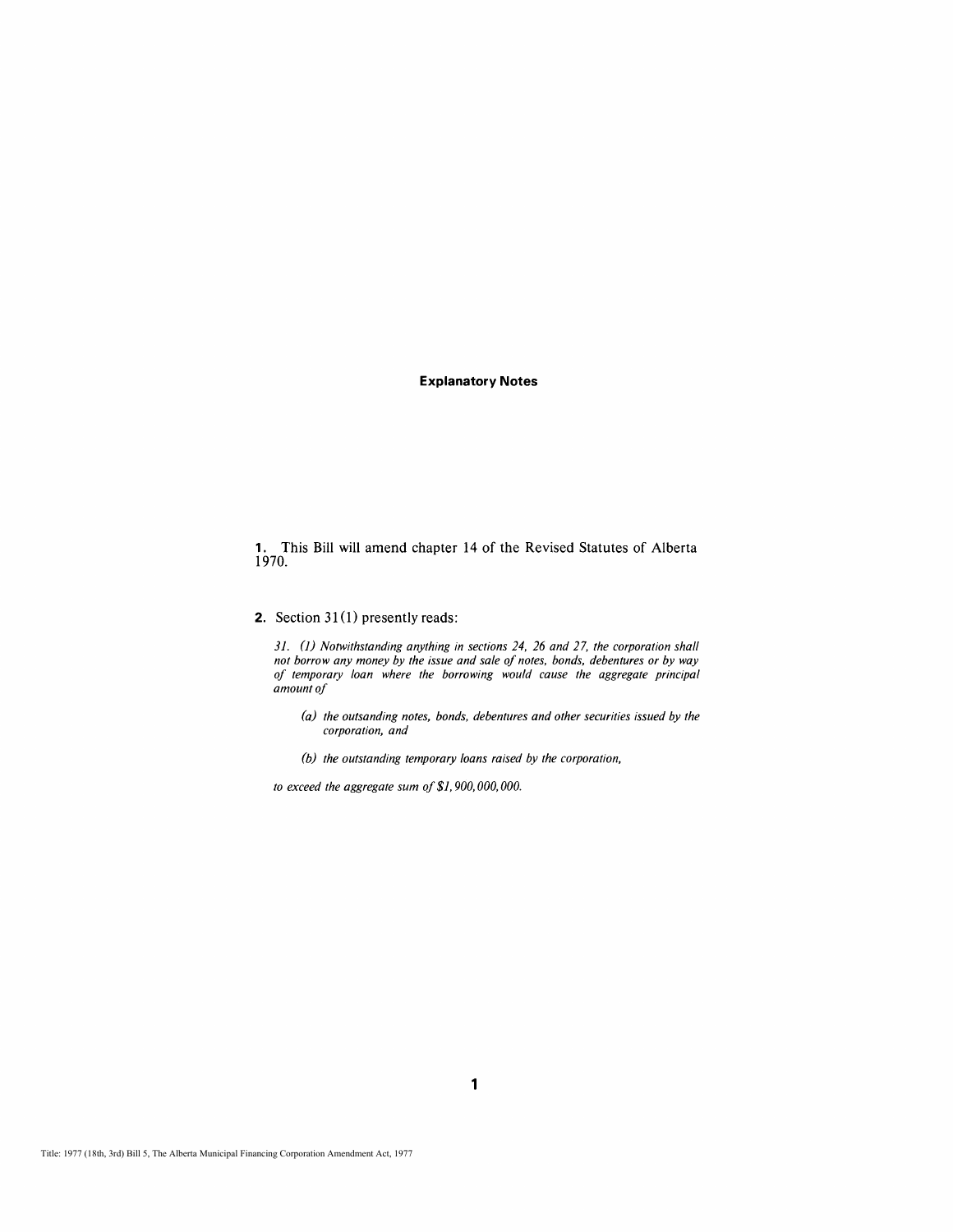**Explanatory Notes**

**1.** This Bill will amend chapter 14 of the Revised Statutes of Alberta 1970.

**2.** Section 31(1) presently reads:

*31. (1) Notwithstanding anything in sections 24, 26 and 27, the corporation shall not borrow any money by the issue and sale of notes, bonds, debentures or by way of temporary loan where the borrowing would cause the aggregate principal amount of*

*(a) the outsanding notes, bonds, debentures and other securities issued by the corporation, and*

*(b) the outstanding temporary loans raised by the corporation,*

*to exceed the aggregate sum of $1,900,000,000.*

Title: 1977 (18th, 3rd) Bill 5, The Alberta Municipal Financing Corporation Amendment Act, 1977